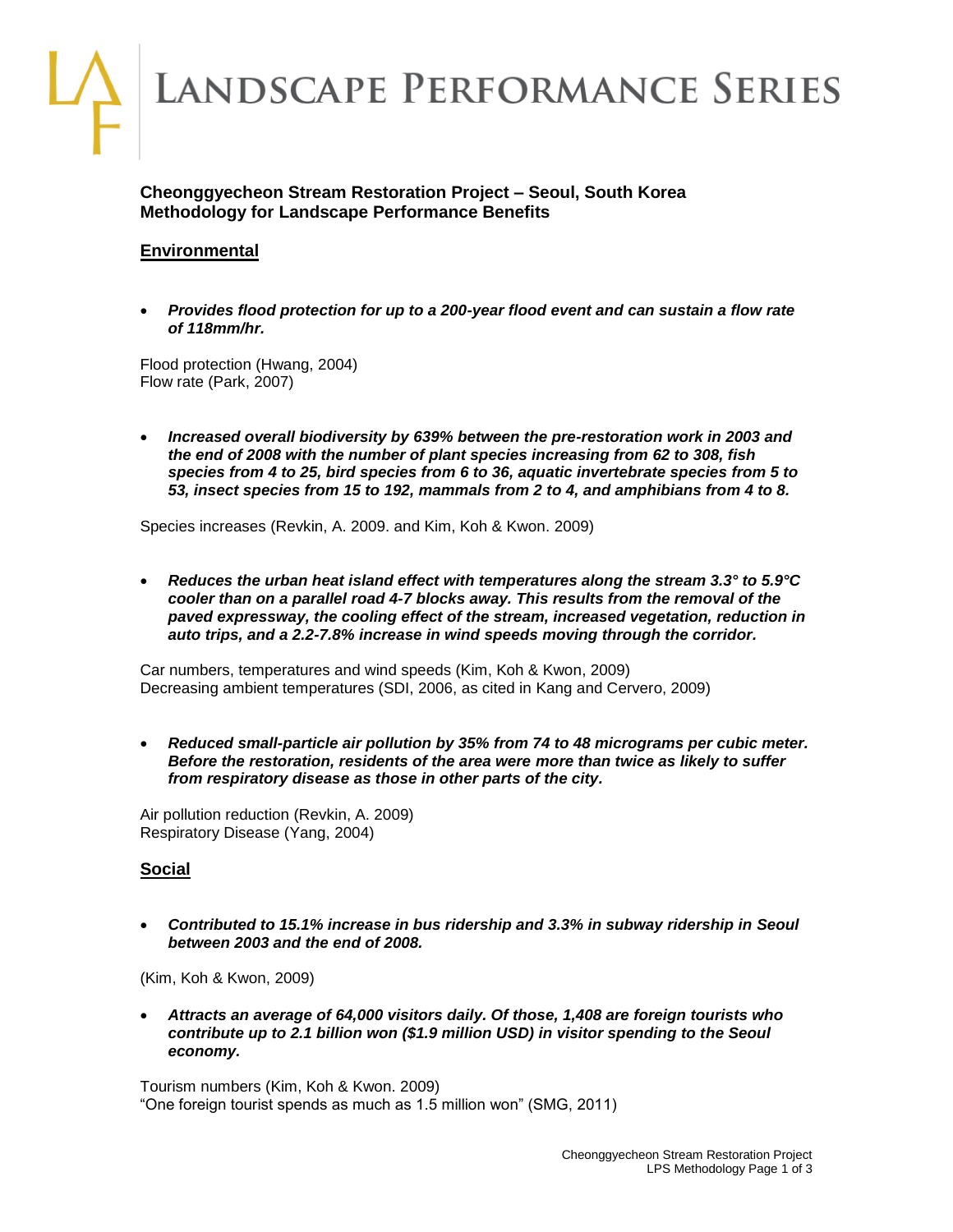# Landscape Performance Series

## Cheonggyecheon Stream Restoration Project – Seoul, South Korea
## Methodology for Landscape Performance Benefits

### Environmental

- ***Provides flood protection for up to a 200-year flood event and can sustain a flow rate of 118mm/hr.***

Flood protection (Hwang, 2004)
Flow rate (Park, 2007)

- ***Increased overall biodiversity by 639% between the pre-restoration work in 2003 and the end of 2008 with the number of plant species increasing from 62 to 308, fish species from 4 to 25, bird species from 6 to 36, aquatic invertebrate species from 5 to 53, insect species from 15 to 192, mammals from 2 to 4, and amphibians from 4 to 8.***

Species increases (Revkin, A. 2009. and Kim, Koh & Kwon. 2009)

- ***Reduces the urban heat island effect with temperatures along the stream 3.3° to 5.9°C cooler than on a parallel road 4-7 blocks away. This results from the removal of the paved expressway, the cooling effect of the stream, increased vegetation, reduction in auto trips, and a 2.2-7.8% increase in wind speeds moving through the corridor.***

Car numbers, temperatures and wind speeds (Kim, Koh & Kwon, 2009)
Decreasing ambient temperatures (SDI, 2006, as cited in Kang and Cervero, 2009)

- ***Reduced small-particle air pollution by 35% from 74 to 48 micrograms per cubic meter. Before the restoration, residents of the area were more than twice as likely to suffer from respiratory disease as those in other parts of the city.***

Air pollution reduction (Revkin, A. 2009)
Respiratory Disease (Yang, 2004)

### Social

- ***Contributed to 15.1% increase in bus ridership and 3.3% in subway ridership in Seoul between 2003 and the end of 2008.***

(Kim, Koh & Kwon, 2009)

- ***Attracts an average of 64,000 visitors daily. Of those, 1,408 are foreign tourists who contribute up to 2.1 billion won ($1.9 million USD) in visitor spending to the Seoul economy.***

Tourism numbers (Kim, Koh & Kwon. 2009)
"One foreign tourist spends as much as 1.5 million won" (SMG, 2011)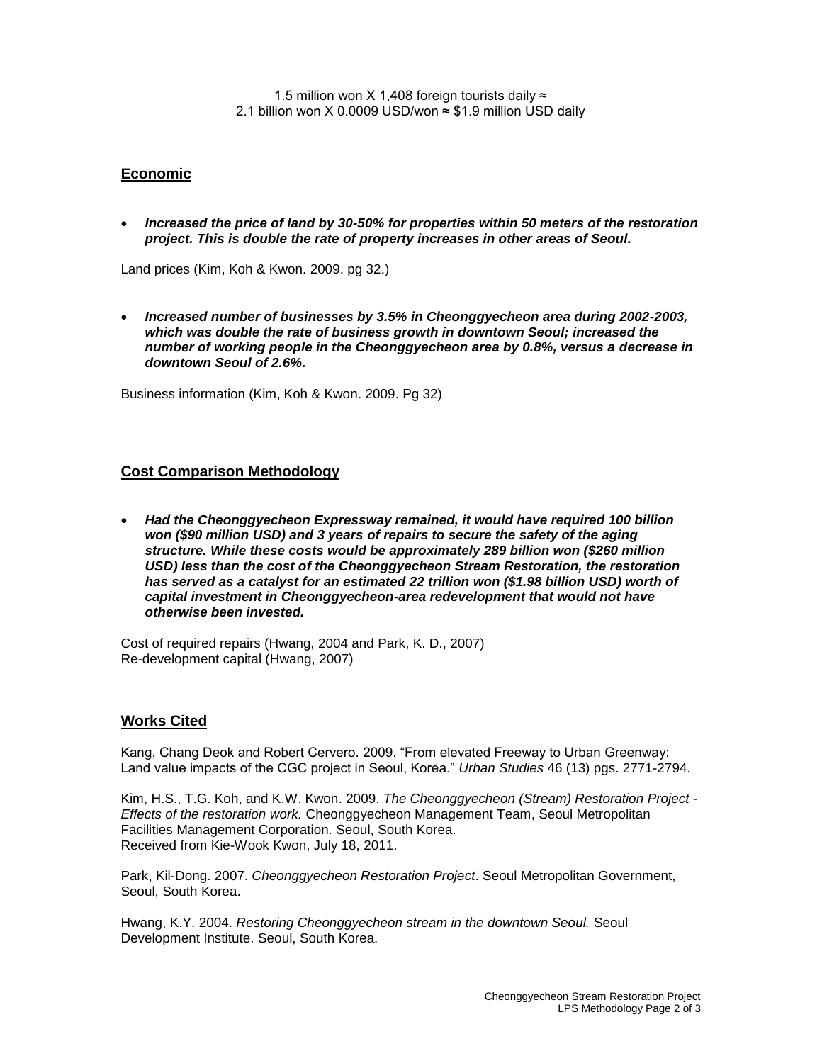1.5 million won X 1,408 foreign tourists daily ≈
2.1 billion won X 0.0009 USD/won ≈ $1.9 million USD daily

## Economic

- ***Increased the price of land by 30-50% for properties within 50 meters of the restoration project. This is double the rate of property increases in other areas of Seoul.***

Land prices (Kim, Koh & Kwon. 2009. pg 32.)

- ***Increased number of businesses by 3.5% in Cheonggyecheon area during 2002-2003, which was double the rate of business growth in downtown Seoul; increased the number of working people in the Cheonggyecheon area by 0.8%, versus a decrease in downtown Seoul of 2.6%.***

Business information (Kim, Koh & Kwon. 2009. Pg 32)

## Cost Comparison Methodology

- ***Had the Cheonggyecheon Expressway remained, it would have required 100 billion won ($90 million USD) and 3 years of repairs to secure the safety of the aging structure. While these costs would be approximately 289 billion won ($260 million USD) less than the cost of the Cheonggyecheon Stream Restoration, the restoration has served as a catalyst for an estimated 22 trillion won ($1.98 billion USD) worth of capital investment in Cheonggyecheon-area redevelopment that would not have otherwise been invested.***

Cost of required repairs (Hwang, 2004 and Park, K. D., 2007)
Re-development capital (Hwang, 2007)

## Works Cited

Kang, Chang Deok and Robert Cervero. 2009. "From elevated Freeway to Urban Greenway: Land value impacts of the CGC project in Seoul, Korea." *Urban Studies* 46 (13) pgs. 2771-2794.

Kim, H.S., T.G. Koh, and K.W. Kwon. 2009. *The Cheonggyecheon (Stream) Restoration Project - Effects of the restoration work.* Cheonggyecheon Management Team, Seoul Metropolitan Facilities Management Corporation. Seoul, South Korea.
Received from Kie-Wook Kwon, July 18, 2011.

Park, Kil-Dong. 2007. *Cheonggyecheon Restoration Project*. Seoul Metropolitan Government, Seoul, South Korea.

Hwang, K.Y. 2004. *Restoring Cheonggyecheon stream in the downtown Seoul.* Seoul Development Institute. Seoul, South Korea.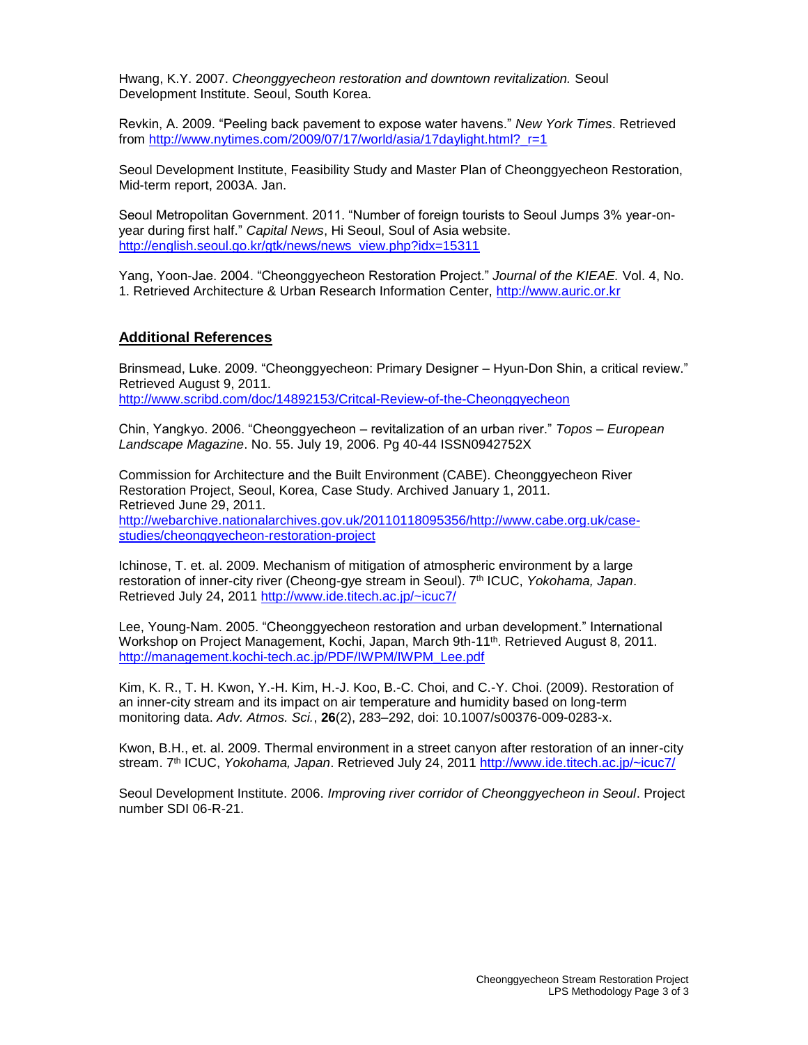Hwang, K.Y. 2007. *Cheonggyecheon restoration and downtown revitalization.* Seoul Development Institute. Seoul, South Korea.

Revkin, A. 2009. "Peeling back pavement to expose water havens." *New York Times*. Retrieved from http://www.nytimes.com/2009/07/17/world/asia/17daylight.html?_r=1

Seoul Development Institute, Feasibility Study and Master Plan of Cheonggyecheon Restoration, Mid-term report, 2003A. Jan.

Seoul Metropolitan Government. 2011. "Number of foreign tourists to Seoul Jumps 3% year-on-year during first half." *Capital News*, Hi Seoul, Soul of Asia website. http://english.seoul.go.kr/gtk/news/news_view.php?idx=15311

Yang, Yoon-Jae. 2004. "Cheonggyecheon Restoration Project." *Journal of the KIEAE.* Vol. 4, No. 1. Retrieved Architecture & Urban Research Information Center, http://www.auric.or.kr

## Additional References

Brinsmead, Luke. 2009. "Cheonggyecheon: Primary Designer – Hyun-Don Shin, a critical review." Retrieved August 9, 2011. http://www.scribd.com/doc/14892153/Critcal-Review-of-the-Cheonggyecheon

Chin, Yangkyo. 2006. "Cheonggyecheon – revitalization of an urban river." *Topos – European Landscape Magazine*. No. 55. July 19, 2006. Pg 40-44 ISSN0942752X

Commission for Architecture and the Built Environment (CABE). Cheonggyecheon River Restoration Project, Seoul, Korea, Case Study. Archived January 1, 2011. Retrieved June 29, 2011. http://webarchive.nationalarchives.gov.uk/20110118095356/http://www.cabe.org.uk/case-studies/cheonggyecheon-restoration-project

Ichinose, T. et. al. 2009. Mechanism of mitigation of atmospheric environment by a large restoration of inner-city river (Cheong-gye stream in Seoul). 7th ICUC, *Yokohama, Japan*. Retrieved July 24, 2011 http://www.ide.titech.ac.jp/~icuc7/

Lee, Young-Nam. 2005. "Cheonggyecheon restoration and urban development." International Workshop on Project Management, Kochi, Japan, March 9th-11th. Retrieved August 8, 2011. http://management.kochi-tech.ac.jp/PDF/IWPM/IWPM_Lee.pdf

Kim, K. R., T. H. Kwon, Y.-H. Kim, H.-J. Koo, B.-C. Choi, and C.-Y. Choi. (2009). Restoration of an inner-city stream and its impact on air temperature and humidity based on long-term monitoring data. *Adv. Atmos. Sci.*, **26**(2), 283–292, doi: 10.1007/s00376-009-0283-x.

Kwon, B.H., et. al. 2009. Thermal environment in a street canyon after restoration of an inner-city stream. 7th ICUC, *Yokohama, Japan*. Retrieved July 24, 2011 http://www.ide.titech.ac.jp/~icuc7/

Seoul Development Institute. 2006. *Improving river corridor of Cheonggyecheon in Seoul*. Project number SDI 06-R-21.